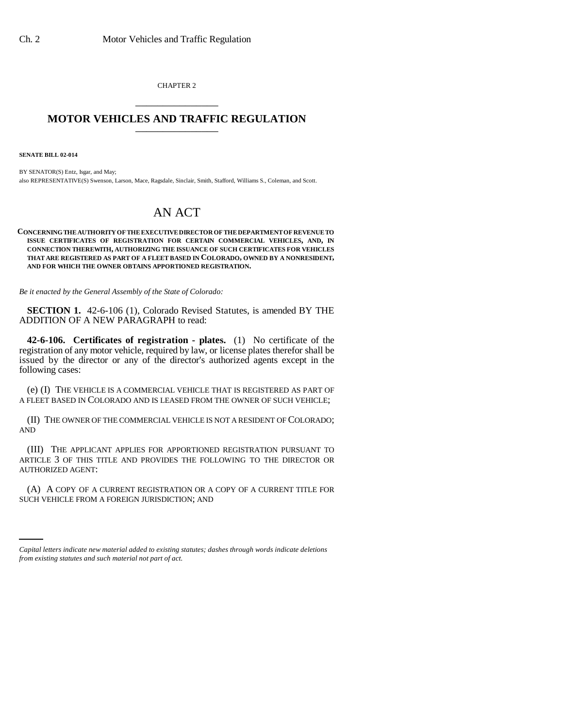CHAPTER 2

# MOTOR VEHICLES AND TRAFFIC REGULATION

**SENATE BILL 02-014**

BY SENATOR(S) Entz, Isgar, and May;
also REPRESENTATIVE(S) Swenson, Larson, Mace, Ragsdale, Sinclair, Smith, Stafford, Williams S., Coleman, and Scott.

# AN ACT

**CONCERNING THE AUTHORITY OF THE EXECUTIVE DIRECTOR OF THE DEPARTMENT OF REVENUE TO ISSUE CERTIFICATES OF REGISTRATION FOR CERTAIN COMMERCIAL VEHICLES, AND, IN CONNECTION THEREWITH, AUTHORIZING THE ISSUANCE OF SUCH CERTIFICATES FOR VEHICLES THAT ARE REGISTERED AS PART OF A FLEET BASED IN COLORADO, OWNED BY A NONRESIDENT, AND FOR WHICH THE OWNER OBTAINS APPORTIONED REGISTRATION.**

*Be it enacted by the General Assembly of the State of Colorado:*

**SECTION 1.** 42-6-106 (1), Colorado Revised Statutes, is amended BY THE ADDITION OF A NEW PARAGRAPH to read:

**42-6-106. Certificates of registration - plates.** (1) No certificate of the registration of any motor vehicle, required by law, or license plates therefor shall be issued by the director or any of the director's authorized agents except in the following cases:

(e) (I) THE VEHICLE IS A COMMERCIAL VEHICLE THAT IS REGISTERED AS PART OF A FLEET BASED IN COLORADO AND IS LEASED FROM THE OWNER OF SUCH VEHICLE;

(II) THE OWNER OF THE COMMERCIAL VEHICLE IS NOT A RESIDENT OF COLORADO; AND

(III) THE APPLICANT APPLIES FOR APPORTIONED REGISTRATION PURSUANT TO ARTICLE 3 OF THIS TITLE AND PROVIDES THE FOLLOWING TO THE DIRECTOR OR AUTHORIZED AGENT:

(A) A COPY OF A CURRENT REGISTRATION OR A COPY OF A CURRENT TITLE FOR SUCH VEHICLE FROM A FOREIGN JURISDICTION; AND

*Capital letters indicate new material added to existing statutes; dashes through words indicate deletions from existing statutes and such material not part of act.*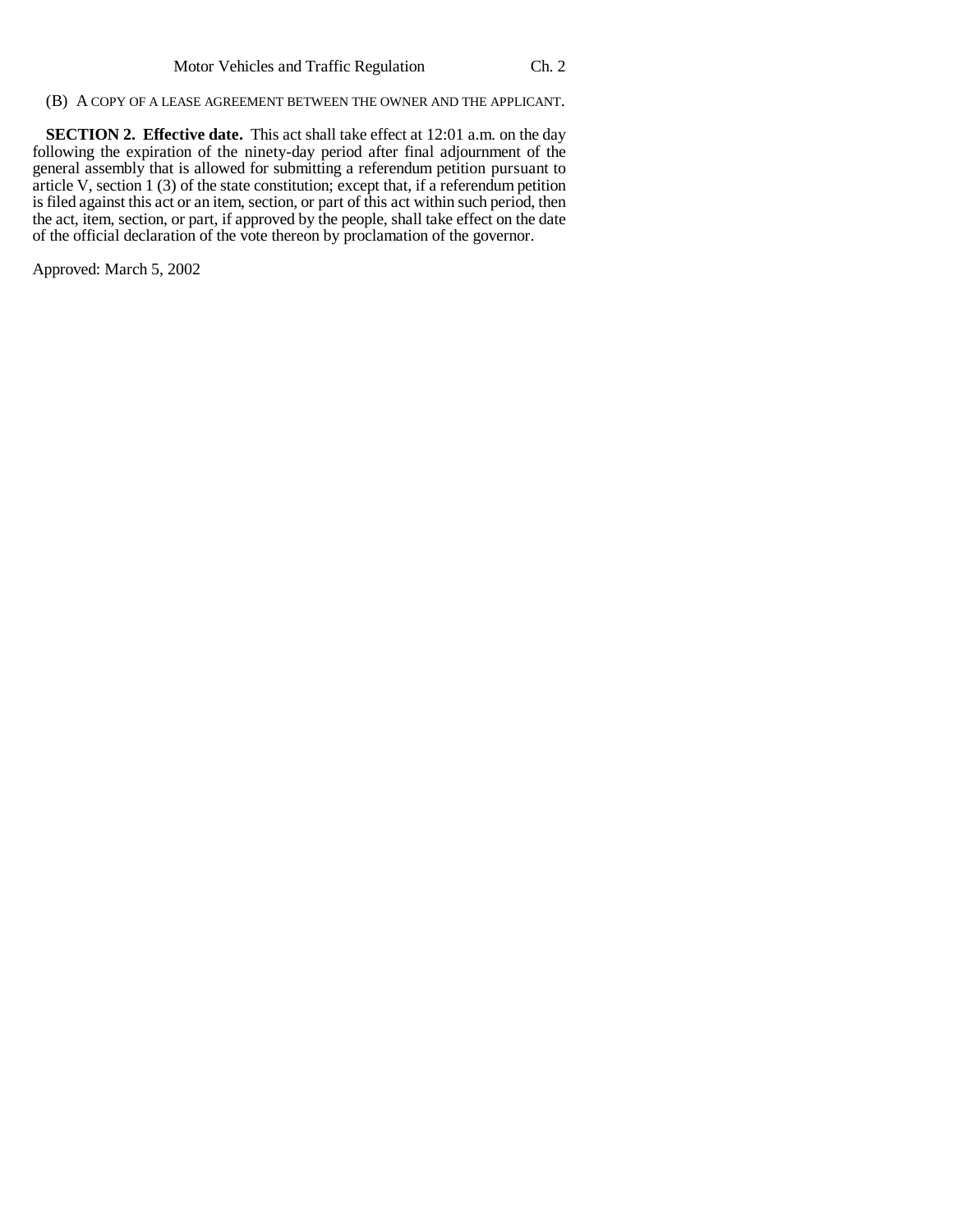(B) A COPY OF A LEASE AGREEMENT BETWEEN THE OWNER AND THE APPLICANT.

**SECTION 2. Effective date.** This act shall take effect at 12:01 a.m. on the day following the expiration of the ninety-day period after final adjournment of the general assembly that is allowed for submitting a referendum petition pursuant to article V, section 1 (3) of the state constitution; except that, if a referendum petition is filed against this act or an item, section, or part of this act within such period, then the act, item, section, or part, if approved by the people, shall take effect on the date of the official declaration of the vote thereon by proclamation of the governor.

Approved: March 5, 2002